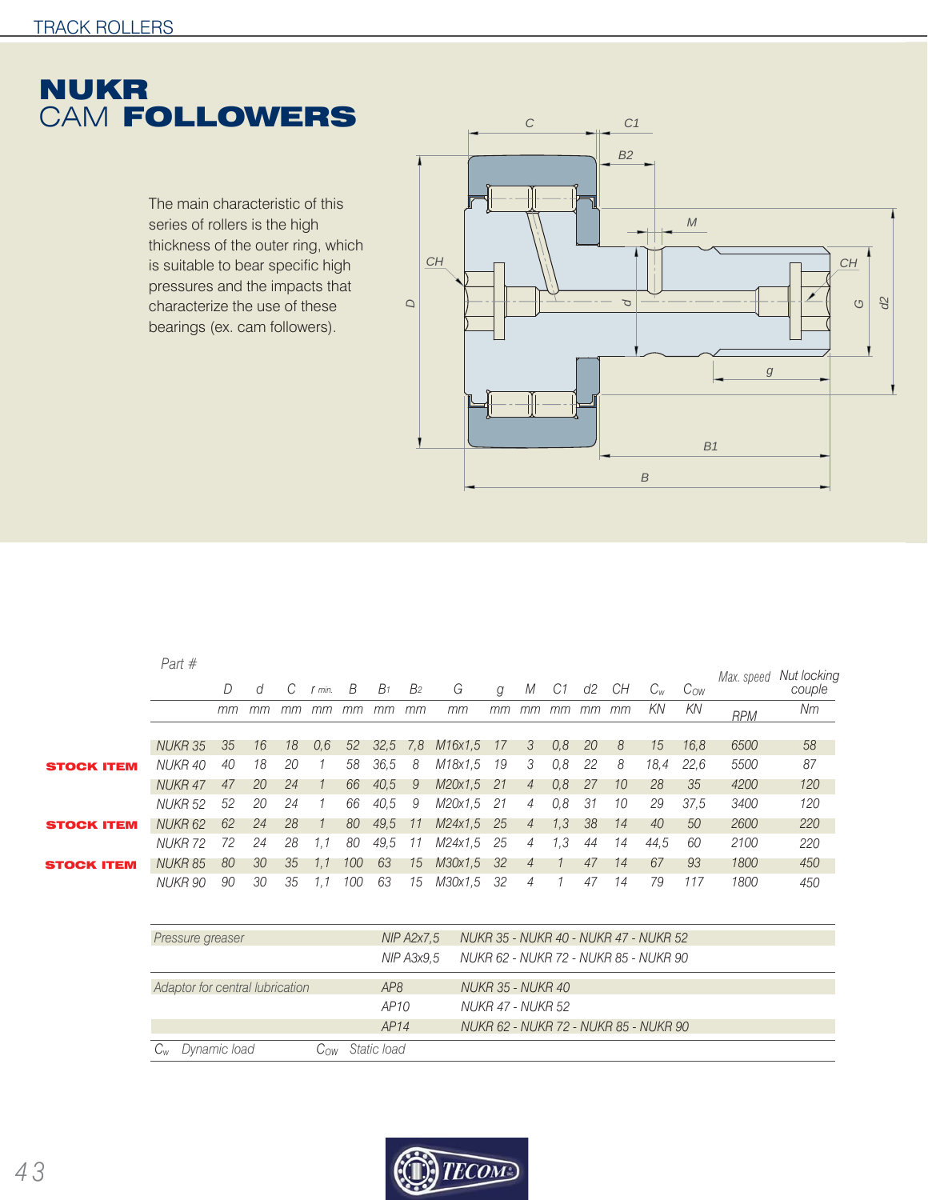# NUKR
## CAM FOLLOWERS

The main characteristic of this series of rollers is the high thickness of the outer ring, which is suitable to bear specific high pressures and the impacts that characterize the use of these bearings (ex. cam followers).

| | Part # | D | d | C | r min. | B | $B_1$ | $B_2$ | G | g | M | C1 | d2 | CH | $C_w$ | $C_{OW}$ | Max. speed | Nut locking couple |
|---|---|---|---|---|---|---|---|---|---|---|---|---|---|---|---|---|---|---|
| | | mm | mm | mm | mm | mm | mm | mm | mm | mm | mm | mm | mm | mm | KN | KN | RPM | Nm |
| | NUKR 35 | 35 | 16 | 18 | 0,6 | 52 | 32,5 | 7,8 | M16x1,5 | 17 | 3 | 0,8 | 20 | 8 | 15 | 16,8 | 6500 | 58 |
| **STOCK ITEM** | NUKR 40 | 40 | 18 | 20 | 1 | 58 | 36,5 | 8 | M18x1,5 | 19 | 3 | 0,8 | 22 | 8 | 18,4 | 22,6 | 5500 | 87 |
| | NUKR 47 | 47 | 20 | 24 | 1 | 66 | 40,5 | 9 | M20x1,5 | 21 | 4 | 0,8 | 27 | 10 | 28 | 35 | 4200 | 120 |
| | NUKR 52 | 52 | 20 | 24 | 1 | 66 | 40,5 | 9 | M20x1,5 | 21 | 4 | 0,8 | 31 | 10 | 29 | 37,5 | 3400 | 120 |
| **STOCK ITEM** | NUKR 62 | 62 | 24 | 28 | 1 | 80 | 49,5 | 11 | M24x1,5 | 25 | 4 | 1,3 | 38 | 14 | 40 | 50 | 2600 | 220 |
| | NUKR 72 | 72 | 24 | 28 | 1,1 | 80 | 49,5 | 11 | M24x1,5 | 25 | 4 | 1,3 | 44 | 14 | 44,5 | 60 | 2100 | 220 |
| **STOCK ITEM** | NUKR 85 | 80 | 30 | 35 | 1,1 | 100 | 63 | 15 | M30x1,5 | 32 | 4 | 1 | 47 | 14 | 67 | 93 | 1800 | 450 |
| | NUKR 90 | 90 | 30 | 35 | 1,1 | 100 | 63 | 15 | M30x1,5 | 32 | 4 | 1 | 47 | 14 | 79 | 117 | 1800 | 450 |

| | | |
|---|---|---|
| Pressure greaser | NIP A2x7,5 | NUKR 35 - NUKR 40 - NUKR 47 - NUKR 52 |
| | NIP A3x9,5 | NUKR 62 - NUKR 72 - NUKR 85 - NUKR 90 |
| Adaptor for central lubrication | AP8 | NUKR 35 - NUKR 40 |
| | AP10 | NUKR 47 - NUKR 52 |
| | AP14 | NUKR 62 - NUKR 72 - NUKR 85 - NUKR 90 |

$C_w$ Dynamic load    $C_{OW}$ Static load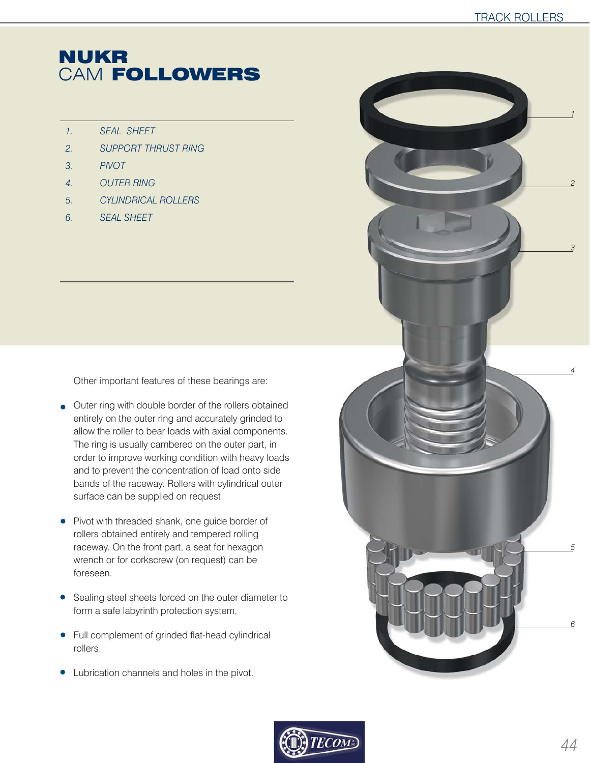# NUKR CAM FOLLOWERS

1. SEAL SHEET
2. SUPPORT THRUST RING
3. PIVOT
4. OUTER RING
5. CYLINDRICAL ROLLERS
6. SEAL SHEET

Other important features of these bearings are:

- Outer ring with double border of the rollers obtained entirely on the outer ring and accurately grinded to allow the roller to bear loads with axial components. The ring is usually cambered on the outer part, in order to improve working condition with heavy loads and to prevent the concentration of load onto side bands of the raceway. Rollers with cylindrical outer surface can be supplied on request.
- Pivot with threaded shank, one guide border of rollers obtained entirely and tempered rolling raceway. On the front part, a seat for hexagon wrench or for corkscrew (on request) can be foreseen.
- Sealing steel sheets forced on the outer diameter to form a safe labyrinth protection system.
- Full complement of grinded flat-head cylindrical rollers.
- Lubrication channels and holes in the pivot.